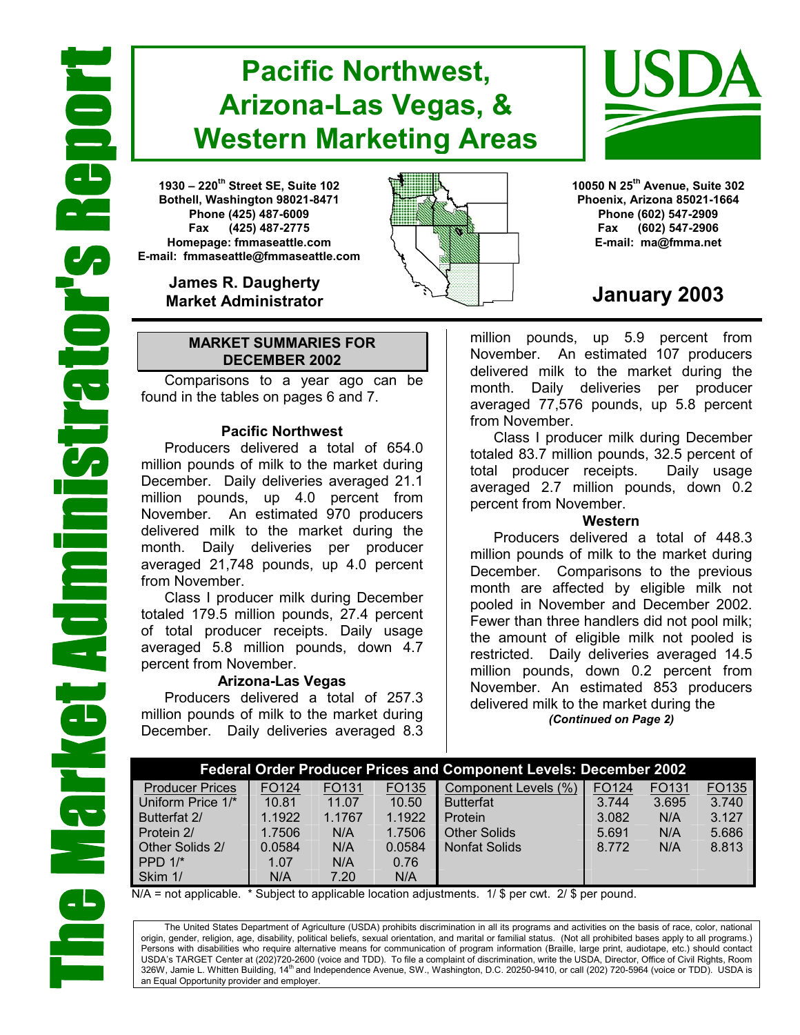# The Market Administrator's Report

# Pacific Northwest, Arizona-Las Vegas, & Western Marketing Areas

**1930 – 220th Street SE, Suite 102**
**Bothell, Washington 98021-8471**
**Phone (425) 487-6009**
**Fax (425) 487-2775**
**Homepage: fmmaseattle.com**
**E-mail: fmmaseattle@fmmaseattle.com**

**James R. Daugherty**
**Market Administrator**

**10050 N 25th Avenue, Suite 302**
**Phoenix, Arizona 85021-1664**
**Phone (602) 547-2909**
**Fax (602) 547-2906**
**E-mail: ma@fmma.net**

## January 2003

### MARKET SUMMARIES FOR DECEMBER 2002

Comparisons to a year ago can be found in the tables on pages 6 and 7.

#### Pacific Northwest

Producers delivered a total of 654.0 million pounds of milk to the market during December. Daily deliveries averaged 21.1 million pounds, up 4.0 percent from November. An estimated 970 producers delivered milk to the market during the month. Daily deliveries per producer averaged 21,748 pounds, up 4.0 percent from November.

Class I producer milk during December totaled 179.5 million pounds, 27.4 percent of total producer receipts. Daily usage averaged 5.8 million pounds, down 4.7 percent from November.

#### Arizona-Las Vegas

Producers delivered a total of 257.3 million pounds of milk to the market during December. Daily deliveries averaged 8.3 million pounds, up 5.9 percent from November. An estimated 107 producers delivered milk to the market during the month. Daily deliveries per producer averaged 77,576 pounds, up 5.8 percent from November.

Class I producer milk during December totaled 83.7 million pounds, 32.5 percent of total producer receipts. Daily usage averaged 2.7 million pounds, down 0.2 percent from November.

#### Western

Producers delivered a total of 448.3 million pounds of milk to the market during December. Comparisons to the previous month are affected by eligible milk not pooled in November and December 2002. Fewer than three handlers did not pool milk; the amount of eligible milk not pooled is restricted. Daily deliveries averaged 14.5 million pounds, down 0.2 percent from November. An estimated 853 producers delivered milk to the market during the

*(Continued on Page 2)*

**Federal Order Producer Prices and Component Levels: December 2002**

| Producer Prices | FO124 | FO131 | FO135 | Component Levels (%) | FO124 | FO131 | FO135 |
|---|---|---|---|---|---|---|---|
| Uniform Price 1/* | 10.81 | 11.07 | 10.50 | Butterfat | 3.744 | 3.695 | 3.740 |
| Butterfat 2/ | 1.1922 | 1.1767 | 1.1922 | Protein | 3.082 | N/A | 3.127 |
| Protein 2/ | 1.7506 | N/A | 1.7506 | Other Solids | 5.691 | N/A | 5.686 |
| Other Solids 2/ | 0.0584 | N/A | 0.0584 | Nonfat Solids | 8.772 | N/A | 8.813 |
| PPD 1/* | 1.07 | N/A | 0.76 | | | | |
| Skim 1/ | N/A | 7.20 | N/A | | | | |

N/A = not applicable. * Subject to applicable location adjustments. 1/ $ per cwt. 2/ $ per pound.

The United States Department of Agriculture (USDA) prohibits discrimination in all its programs and activities on the basis of race, color, national origin, gender, religion, age, disability, political beliefs, sexual orientation, and marital or familial status. (Not all prohibited bases apply to all programs.) Persons with disabilities who require alternative means for communication of program information (Braille, large print, audiotape, etc.) should contact USDA's TARGET Center at (202)720-2600 (voice and TDD). To file a complaint of discrimination, write the USDA, Director, Office of Civil Rights, Room 326W, Jamie L. Whitten Building, 14th and Independence Avenue, SW., Washington, D.C. 20250-9410, or call (202) 720-5964 (voice or TDD). USDA is an Equal Opportunity provider and employer.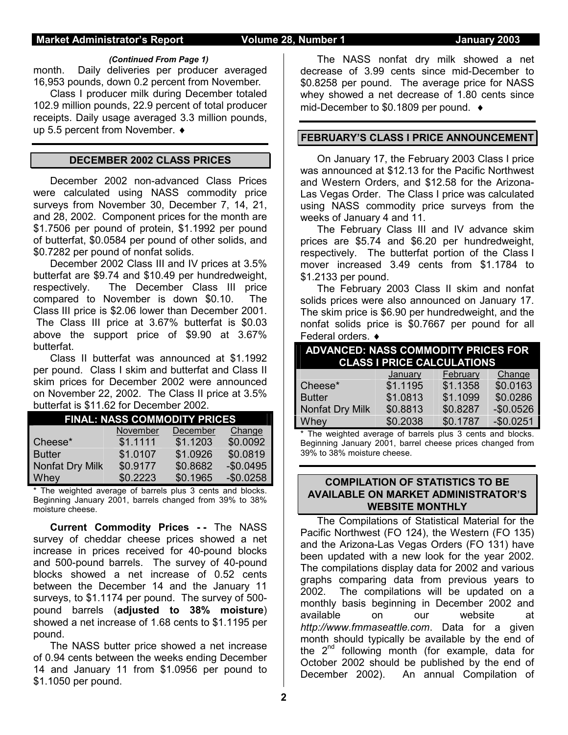*(Continued From Page 1)*

month. Daily deliveries per producer averaged 16,953 pounds, down 0.2 percent from November.

Class I producer milk during December totaled 102.9 million pounds, 22.9 percent of total producer receipts. Daily usage averaged 3.3 million pounds, up 5.5 percent from November. ♦

## DECEMBER 2002 CLASS PRICES

December 2002 non-advanced Class Prices were calculated using NASS commodity price surveys from November 30, December 7, 14, 21, and 28, 2002. Component prices for the month are $1.7506 per pound of protein, $1.1992 per pound of butterfat, $0.0584 per pound of other solids, and $0.7282 per pound of nonfat solids.

December 2002 Class III and IV prices at 3.5% butterfat are $9.74 and $10.49 per hundredweight, respectively. The December Class III price compared to November is down $0.10. The Class III price is $2.06 lower than December 2001. The Class III price at 3.67% butterfat is $0.03 above the support price of $9.90 at 3.67% butterfat.

Class II butterfat was announced at $1.1992 per pound. Class I skim and butterfat and Class II skim prices for December 2002 were announced on November 22, 2002. The Class II price at 3.5% butterfat is $11.62 for December 2002.

| FINAL: NASS COMMODITY PRICES | | | |
|---|---|---|---|
| | November | December | Change |
| Cheese* | $1.1111 | $1.1203 | $0.0092 |
| Butter | $1.0107 | $1.0926 | $0.0819 |
| Nonfat Dry Milk | $0.9177 | $0.8682 | -$0.0495 |
| Whey | $0.2223 | $0.1965 | -$0.0258 |

\* The weighted average of barrels plus 3 cents and blocks. Beginning January 2001, barrels changed from 39% to 38% moisture cheese.

**Current Commodity Prices - -** The NASS survey of cheddar cheese prices showed a net increase in prices received for 40-pound blocks and 500-pound barrels. The survey of 40-pound blocks showed a net increase of 0.52 cents between the December 14 and the January 11 surveys, to $1.1174 per pound. The survey of 500-pound barrels (**adjusted to 38% moisture**) showed a net increase of 1.68 cents to $1.1195 per pound.

The NASS butter price showed a net increase of 0.94 cents between the weeks ending December 14 and January 11 from $1.0956 per pound to $1.1050 per pound.

The NASS nonfat dry milk showed a net decrease of 3.99 cents since mid-December to $0.8258 per pound. The average price for NASS whey showed a net decrease of 1.80 cents since mid-December to $0.1809 per pound. ♦

## FEBRUARY'S CLASS I PRICE ANNOUNCEMENT

On January 17, the February 2003 Class I price was announced at $12.13 for the Pacific Northwest and Western Orders, and $12.58 for the Arizona-Las Vegas Order. The Class I price was calculated using NASS commodity price surveys from the weeks of January 4 and 11.

The February Class III and IV advance skim prices are $5.74 and $6.20 per hundredweight, respectively. The butterfat portion of the Class I mover increased 3.49 cents from $1.1784 to $1.2133 per pound.

The February 2003 Class II skim and nonfat solids prices were also announced on January 17. The skim price is $6.90 per hundredweight, and the nonfat solids price is $0.7667 per pound for all Federal orders. ♦

| ADVANCED: NASS COMMODITY PRICES FOR CLASS I PRICE CALCULATIONS | | | |
|---|---|---|---|
| | January | February | Change |
| Cheese* | $1.1195 | $1.1358 | $0.0163 |
| Butter | $1.0813 | $1.1099 | $0.0286 |
| Nonfat Dry Milk | $0.8813 | $0.8287 | -$0.0526 |
| Whey | $0.2038 | $0.1787 | -$0.0251 |

\* The weighted average of barrels plus 3 cents and blocks. Beginning January 2001, barrel cheese prices changed from 39% to 38% moisture cheese.

## COMPILATION OF STATISTICS TO BE AVAILABLE ON MARKET ADMINISTRATOR'S WEBSITE MONTHLY

The Compilations of Statistical Material for the Pacific Northwest (FO 124), the Western (FO 135) and the Arizona-Las Vegas Orders (FO 131) have been updated with a new look for the year 2002. The compilations display data for 2002 and various graphs comparing data from previous years to 2002. The compilations will be updated on a monthly basis beginning in December 2002 and available on our website at *http://www.fmmaseattle.com*. Data for a given month should typically be available by the end of the 2nd following month (for example, data for October 2002 should be published by the end of December 2002). An annual Compilation of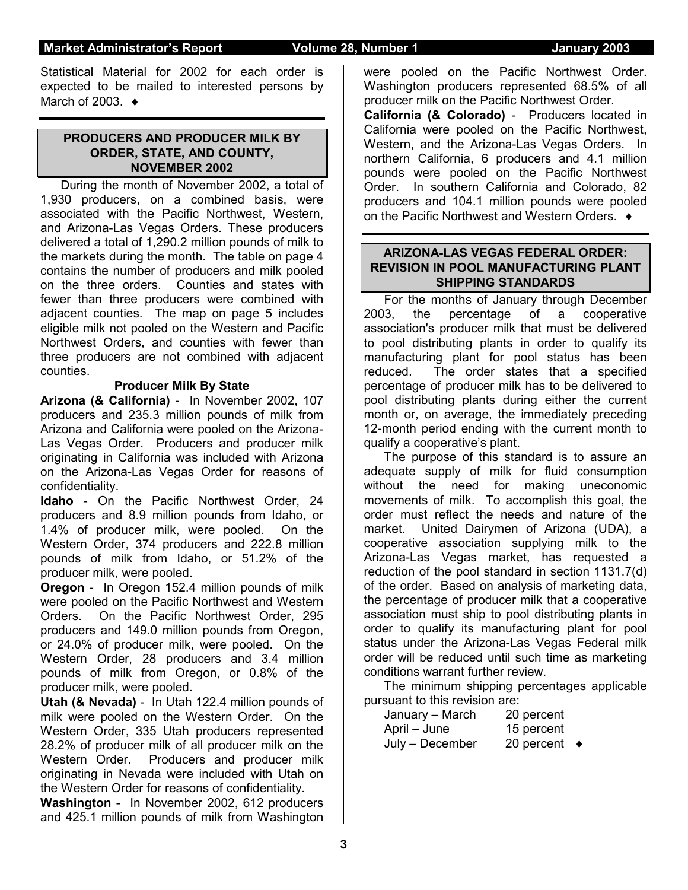Statistical Material for 2002 for each order is expected to be mailed to interested persons by March of 2003. ♦

## PRODUCERS AND PRODUCER MILK BY ORDER, STATE, AND COUNTY, NOVEMBER 2002

During the month of November 2002, a total of 1,930 producers, on a combined basis, were associated with the Pacific Northwest, Western, and Arizona-Las Vegas Orders. These producers delivered a total of 1,290.2 million pounds of milk to the markets during the month. The table on page 4 contains the number of producers and milk pooled on the three orders. Counties and states with fewer than three producers were combined with adjacent counties. The map on page 5 includes eligible milk not pooled on the Western and Pacific Northwest Orders, and counties with fewer than three producers are not combined with adjacent counties.

### Producer Milk By State

**Arizona (& California)** - In November 2002, 107 producers and 235.3 million pounds of milk from Arizona and California were pooled on the Arizona-Las Vegas Order. Producers and producer milk originating in California was included with Arizona on the Arizona-Las Vegas Order for reasons of confidentiality.

**Idaho** - On the Pacific Northwest Order, 24 producers and 8.9 million pounds from Idaho, or 1.4% of producer milk, were pooled. On the Western Order, 374 producers and 222.8 million pounds of milk from Idaho, or 51.2% of the producer milk, were pooled.

**Oregon** - In Oregon 152.4 million pounds of milk were pooled on the Pacific Northwest and Western Orders. On the Pacific Northwest Order, 295 producers and 149.0 million pounds from Oregon, or 24.0% of producer milk, were pooled. On the Western Order, 28 producers and 3.4 million pounds of milk from Oregon, or 0.8% of the producer milk, were pooled.

**Utah (& Nevada)** - In Utah 122.4 million pounds of milk were pooled on the Western Order. On the Western Order, 335 Utah producers represented 28.2% of producer milk of all producer milk on the Western Order. Producers and producer milk originating in Nevada were included with Utah on the Western Order for reasons of confidentiality.

**Washington** - In November 2002, 612 producers and 425.1 million pounds of milk from Washington were pooled on the Pacific Northwest Order. Washington producers represented 68.5% of all producer milk on the Pacific Northwest Order.

**California (& Colorado)** - Producers located in California were pooled on the Pacific Northwest, Western, and the Arizona-Las Vegas Orders. In northern California, 6 producers and 4.1 million pounds were pooled on the Pacific Northwest Order. In southern California and Colorado, 82 producers and 104.1 million pounds were pooled on the Pacific Northwest and Western Orders. ♦

## ARIZONA-LAS VEGAS FEDERAL ORDER: REVISION IN POOL MANUFACTURING PLANT SHIPPING STANDARDS

For the months of January through December 2003, the percentage of a cooperative association's producer milk that must be delivered to pool distributing plants in order to qualify its manufacturing plant for pool status has been reduced. The order states that a specified percentage of producer milk has to be delivered to pool distributing plants during either the current month or, on average, the immediately preceding 12-month period ending with the current month to qualify a cooperative's plant.

The purpose of this standard is to assure an adequate supply of milk for fluid consumption without the need for making uneconomic movements of milk. To accomplish this goal, the order must reflect the needs and nature of the market. United Dairymen of Arizona (UDA), a cooperative association supplying milk to the Arizona-Las Vegas market, has requested a reduction of the pool standard in section 1131.7(d) of the order. Based on analysis of marketing data, the percentage of producer milk that a cooperative association must ship to pool distributing plants in order to qualify its manufacturing plant for pool status under the Arizona-Las Vegas Federal milk order will be reduced until such time as marketing conditions warrant further review.

The minimum shipping percentages applicable pursuant to this revision are:

| | |
|---|---|
| January – March | 20 percent |
| April – June | 15 percent |
| July – December | 20 percent ♦ |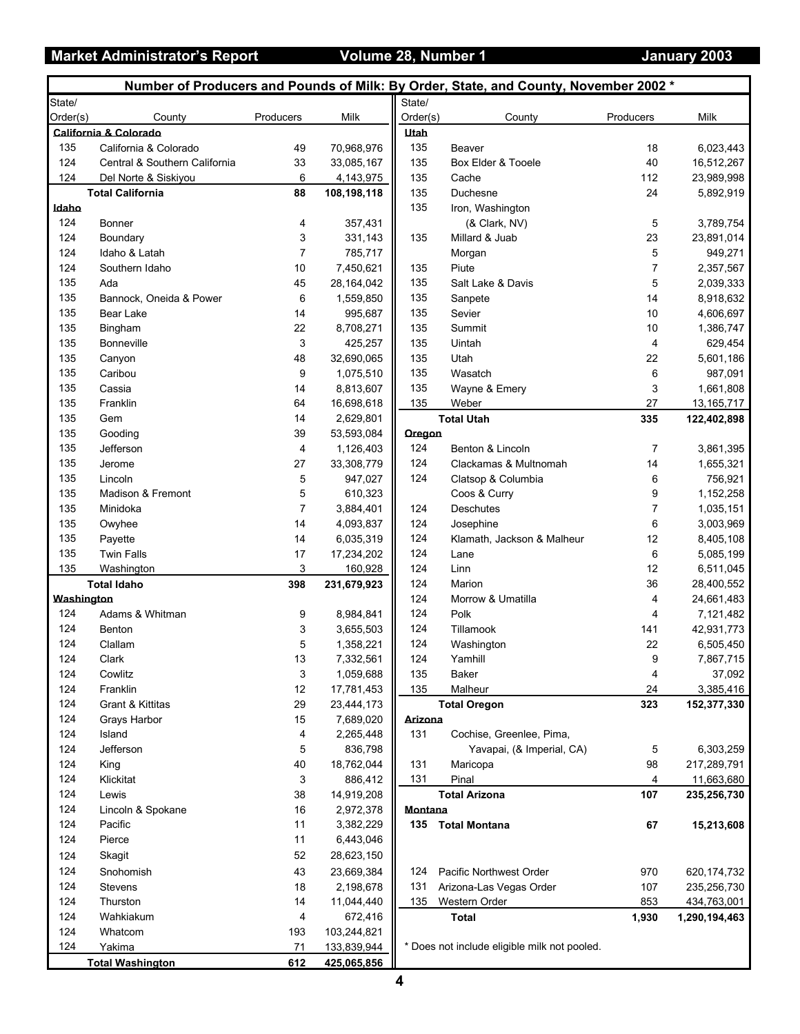## Number of Producers and Pounds of Milk: By Order, State, and County, November 2002 *

| State/ Order(s) | County | Producers | Milk |
|---|---|---|---|
| **California & Colorado** | | | |
| 135 | California & Colorado | 49 | 70,968,976 |
| 124 | Central & Southern California | 33 | 33,085,167 |
| 124 | Del Norte & Siskiyou | 6 | 4,143,975 |
| | **Total California** | **88** | **108,198,118** |
| **Idaho** | | | |
| 124 | Bonner | 4 | 357,431 |
| 124 | Boundary | 3 | 331,143 |
| 124 | Idaho & Latah | 7 | 785,717 |
| 124 | Southern Idaho | 10 | 7,450,621 |
| 135 | Ada | 45 | 28,164,042 |
| 135 | Bannock, Oneida & Power | 6 | 1,559,850 |
| 135 | Bear Lake | 14 | 995,687 |
| 135 | Bingham | 22 | 8,708,271 |
| 135 | Bonneville | 3 | 425,257 |
| 135 | Canyon | 48 | 32,690,065 |
| 135 | Caribou | 9 | 1,075,510 |
| 135 | Cassia | 14 | 8,813,607 |
| 135 | Franklin | 64 | 16,698,618 |
| 135 | Gem | 14 | 2,629,801 |
| 135 | Gooding | 39 | 53,593,084 |
| 135 | Jefferson | 4 | 1,126,403 |
| 135 | Jerome | 27 | 33,308,779 |
| 135 | Lincoln | 5 | 947,027 |
| 135 | Madison & Fremont | 5 | 610,323 |
| 135 | Minidoka | 7 | 3,884,401 |
| 135 | Owyhee | 14 | 4,093,837 |
| 135 | Payette | 14 | 6,035,319 |
| 135 | Twin Falls | 17 | 17,234,202 |
| 135 | Washington | 3 | 160,928 |
| | **Total Idaho** | **398** | **231,679,923** |
| **Washington** | | | |
| 124 | Adams & Whitman | 9 | 8,984,841 |
| 124 | Benton | 3 | 3,655,503 |
| 124 | Clallam | 5 | 1,358,221 |
| 124 | Clark | 13 | 7,332,561 |
| 124 | Cowlitz | 3 | 1,059,688 |
| 124 | Franklin | 12 | 17,781,453 |
| 124 | Grant & Kittitas | 29 | 23,444,173 |
| 124 | Grays Harbor | 15 | 7,689,020 |
| 124 | Island | 4 | 2,265,448 |
| 124 | Jefferson | 5 | 836,798 |
| 124 | King | 40 | 18,762,044 |
| 124 | Klickitat | 3 | 886,412 |
| 124 | Lewis | 38 | 14,919,208 |
| 124 | Lincoln & Spokane | 16 | 2,972,378 |
| 124 | Pacific | 11 | 3,382,229 |
| 124 | Pierce | 11 | 6,443,046 |
| 124 | Skagit | 52 | 28,623,150 |
| 124 | Snohomish | 43 | 23,669,384 |
| 124 | Stevens | 18 | 2,198,678 |
| 124 | Thurston | 14 | 11,044,440 |
| 124 | Wahkiakum | 4 | 672,416 |
| 124 | Whatcom | 193 | 103,244,821 |
| 124 | Yakima | 71 | 133,839,944 |
| | **Total Washington** | **612** | **425,065,856** |
| **Utah** | | | |
| 135 | Beaver | 18 | 6,023,443 |
| 135 | Box Elder & Tooele | 40 | 16,512,267 |
| 135 | Cache | 112 | 23,989,998 |
| 135 | Duchesne | 24 | 5,892,919 |
| 135 | Iron, Washington (& Clark, NV) | 5 | 3,789,754 |
| 135 | Millard & Juab | 23 | 23,891,014 |
| | Morgan | 5 | 949,271 |
| 135 | Piute | 7 | 2,357,567 |
| 135 | Salt Lake & Davis | 5 | 2,039,333 |
| 135 | Sanpete | 14 | 8,918,632 |
| 135 | Sevier | 10 | 4,606,697 |
| 135 | Summit | 10 | 1,386,747 |
| 135 | Uintah | 4 | 629,454 |
| 135 | Utah | 22 | 5,601,186 |
| 135 | Wasatch | 6 | 987,091 |
| 135 | Wayne & Emery | 3 | 1,661,808 |
| 135 | Weber | 27 | 13,165,717 |
| | **Total Utah** | **335** | **122,402,898** |
| **Oregon** | | | |
| 124 | Benton & Lincoln | 7 | 3,861,395 |
| 124 | Clackamas & Multnomah | 14 | 1,655,321 |
| 124 | Clatsop & Columbia | 6 | 756,921 |
| | Coos & Curry | 9 | 1,152,258 |
| 124 | Deschutes | 7 | 1,035,151 |
| 124 | Josephine | 6 | 3,003,969 |
| 124 | Klamath, Jackson & Malheur | 12 | 8,405,108 |
| 124 | Lane | 6 | 5,085,199 |
| 124 | Linn | 12 | 6,511,045 |
| 124 | Marion | 36 | 28,400,552 |
| 124 | Morrow & Umatilla | 4 | 24,661,483 |
| 124 | Polk | 4 | 7,121,482 |
| 124 | Tillamook | 141 | 42,931,773 |
| 124 | Washington | 22 | 6,505,450 |
| 124 | Yamhill | 9 | 7,867,715 |
| 135 | Baker | 4 | 37,092 |
| 135 | Malheur | 24 | 3,385,416 |
| | **Total Oregon** | **323** | **152,377,330** |
| **Arizona** | | | |
| 131 | Cochise, Greenlee, Pima, Yavapai, (& Imperial, CA) | 5 | 6,303,259 |
| 131 | Maricopa | 98 | 217,289,791 |
| 131 | Pinal | 4 | 11,663,680 |
| | **Total Arizona** | **107** | **235,256,730** |
| **Montana** | | | |
| **135** | **Total Montana** | **67** | **15,213,608** |
| | | | |
| 124 | Pacific Northwest Order | 970 | 620,174,732 |
| 131 | Arizona-Las Vegas Order | 107 | 235,256,730 |
| 135 | Western Order | 853 | 434,763,001 |
| | **Total** | **1,930** | **1,290,194,463** |

* Does not include eligible milk not pooled.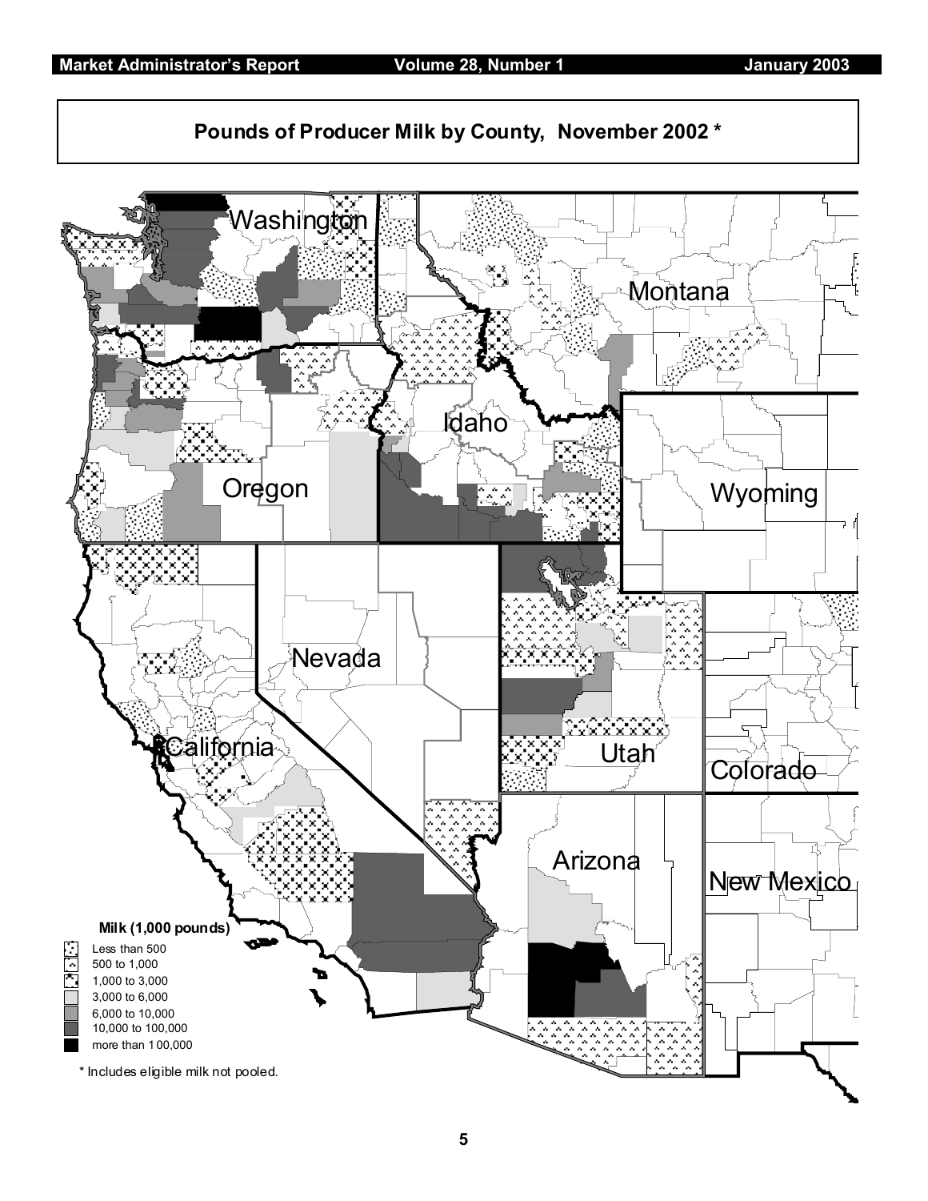## Pounds of Producer Milk by County, November 2002 *

Washington

Montana

Idaho

Wyoming

Oregon

Nevada

Utah

California

Colorado

Arizona

New Mexico

**Milk (1,000 pounds)**

- Less than 500
- 500 to 1,000
- 1,000 to 3,000
- 3,000 to 6,000
- 6,000 to 10,000
- 10,000 to 100,000
- more than 100,000

* Includes eligible milk not pooled.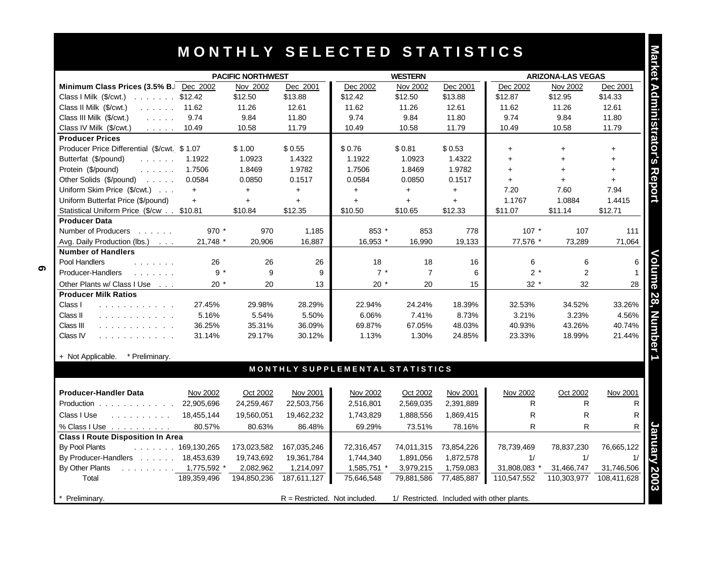# MONTHLY SELECTED STATISTICS

| | PACIFIC NORTHWEST | | | WESTERN | | | ARIZONA-LAS VEGAS | | |
|---|---|---|---|---|---|---|---|---|---|
| **Minimum Class Prices (3.5% B.F.)** | Dec 2002 | Nov 2002 | Dec 2001 | Dec 2002 | Nov 2002 | Dec 2001 | Dec 2002 | Nov 2002 | Dec 2001 |
| Class I Milk ($/cwt.) | $12.42 | $12.50 | $13.88 | $12.42 | $12.50 | $13.88 | $12.87 | $12.95 | $14.33 |
| Class II Milk ($/cwt.) | 11.62 | 11.26 | 12.61 | 11.62 | 11.26 | 12.61 | 11.62 | 11.26 | 12.61 |
| Class III Milk ($/cwt.) | 9.74 | 9.84 | 11.80 | 9.74 | 9.84 | 11.80 | 9.74 | 9.84 | 11.80 |
| Class IV Milk ($/cwt.) | 10.49 | 10.58 | 11.79 | 10.49 | 10.58 | 11.79 | 10.49 | 10.58 | 11.79 |
| **Producer Prices** | | | | | | | | | |
| Producer Price Differential ($/cwt.) | $1.07 | $1.00 | $0.55 | $0.76 | $0.81 | $0.53 | + | + | + |
| Butterfat ($/pound) | 1.1922 | 1.0923 | 1.4322 | 1.1922 | 1.0923 | 1.4322 | + | + | + |
| Protein ($/pound) | 1.7506 | 1.8469 | 1.9782 | 1.7506 | 1.8469 | 1.9782 | + | + | + |
| Other Solids ($/pound) | 0.0584 | 0.0850 | 0.1517 | 0.0584 | 0.0850 | 0.1517 | + | + | + |
| Uniform Skim Price ($/cwt.) | + | + | + | + | + | + | 7.20 | 7.60 | 7.94 |
| Uniform Butterfat Price ($/pound) | + | + | + | + | + | + | 1.1767 | 1.0884 | 1.4415 |
| Statistical Uniform Price ($/cwt.) | $10.81 | $10.84 | $12.35 | $10.50 | $10.65 | $12.33 | $11.07 | $11.14 | $12.71 |
| **Producer Data** | | | | | | | | | |
| Number of Producers | 970 * | 970 | 1,185 | 853 * | 853 | 778 | 107 * | 107 | 111 |
| Avg. Daily Production (lbs.) | 21,748 * | 20,906 | 16,887 | 16,953 * | 16,990 | 19,133 | 77,576 * | 73,289 | 71,064 |
| **Number of Handlers** | | | | | | | | | |
| Pool Handlers | 26 | 26 | 26 | 18 | 18 | 16 | 6 | 6 | 6 |
| Producer-Handlers | 9 * | 9 | 9 | 7 * | 7 | 6 | 2 * | 2 | 1 |
| Other Plants w/ Class I Use | 20 * | 20 | 13 | 20 * | 20 | 15 | 32 * | 32 | 28 |
| **Producer Milk Ratios** | | | | | | | | | |
| Class I | 27.45% | 29.98% | 28.29% | 22.94% | 24.24% | 18.39% | 32.53% | 34.52% | 33.26% |
| Class II | 5.16% | 5.54% | 5.50% | 6.06% | 7.41% | 8.73% | 3.21% | 3.23% | 4.56% |
| Class III | 36.25% | 35.31% | 36.09% | 69.87% | 67.05% | 48.03% | 40.93% | 43.26% | 40.74% |
| Class IV | 31.14% | 29.17% | 30.12% | 1.13% | 1.30% | 24.85% | 23.33% | 18.99% | 21.44% |

+ Not Applicable. * Preliminary.

## MONTHLY SUPPLEMENTAL STATISTICS

| **Producer-Handler Data** | Nov 2002 | Oct 2002 | Nov 2001 | Nov 2002 | Oct 2002 | Nov 2001 | Nov 2002 | Oct 2002 | Nov 2001 |
|---|---|---|---|---|---|---|---|---|---|
| Production | 22,905,696 | 24,259,467 | 22,503,756 | 2,516,801 | 2,569,035 | 2,391,889 | R | R | R |
| Class I Use | 18,455,144 | 19,560,051 | 19,462,232 | 1,743,829 | 1,888,556 | 1,869,415 | R | R | R |
| % Class I Use | 80.57% | 80.63% | 86.48% | 69.29% | 73.51% | 78.16% | R | R | R |
| **Class I Route Disposition In Area** | | | | | | | | | |
| By Pool Plants | 169,130,265 | 173,023,582 | 167,035,246 | 72,316,457 | 74,011,315 | 73,854,226 | 78,739,469 | 78,837,230 | 76,665,122 |
| By Producer-Handlers | 18,453,639 | 19,743,692 | 19,361,784 | 1,744,340 | 1,891,056 | 1,872,578 | 1/ | 1/ | 1/ |
| By Other Plants | 1,775,592 * | 2,082,962 | 1,214,097 | 1,585,751 * | 3,979,215 | 1,759,083 | 31,808,083 * | 31,466,747 | 31,746,506 |
| Total | 189,359,496 | 194,850,236 | 187,611,127 | 75,646,548 | 79,881,586 | 77,485,887 | 110,547,552 | 110,303,977 | 108,411,628 |

\* Preliminary. R = Restricted. Not included. 1/ Restricted. Included with other plants.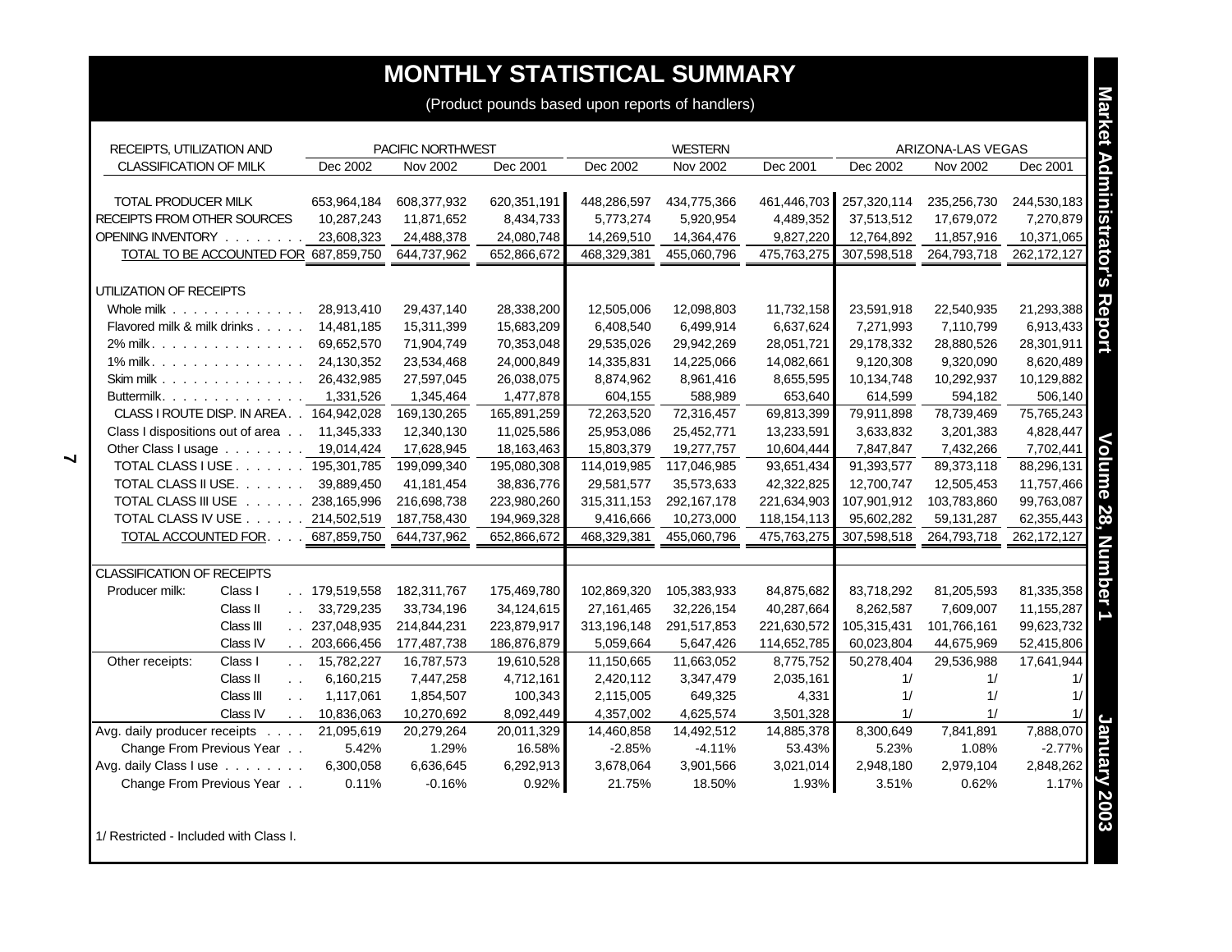# MONTHLY STATISTICAL SUMMARY

(Product pounds based upon reports of handlers)

| RECEIPTS, UTILIZATION AND CLASSIFICATION OF MILK | | PACIFIC NORTHWEST | | | WESTERN | | | ARIZONA-LAS VEGAS | | |
|---|---|---|---|---|---|---|---|---|---|---|
| | | Dec 2002 | Nov 2002 | Dec 2001 | Dec 2002 | Nov 2002 | Dec 2001 | Dec 2002 | Nov 2002 | Dec 2001 |
| TOTAL PRODUCER MILK | | 653,964,184 | 608,377,932 | 620,351,191 | 448,286,597 | 434,775,366 | 461,446,703 | 257,320,114 | 235,256,730 | 244,530,183 |
| RECEIPTS FROM OTHER SOURCES | | 10,287,243 | 11,871,652 | 8,434,733 | 5,773,274 | 5,920,954 | 4,489,352 | 37,513,512 | 17,679,072 | 7,270,879 |
| OPENING INVENTORY | | 23,608,323 | 24,488,378 | 24,080,748 | 14,269,510 | 14,364,476 | 9,827,220 | 12,764,892 | 11,857,916 | 10,371,065 |
| TOTAL TO BE ACCOUNTED FOR | | 687,859,750 | 644,737,962 | 652,866,672 | 468,329,381 | 455,060,796 | 475,763,275 | 307,598,518 | 264,793,718 | 262,172,127 |
| UTILIZATION OF RECEIPTS | | | | | | | | | | |
| Whole milk | | 28,913,410 | 29,437,140 | 28,338,200 | 12,505,006 | 12,098,803 | 11,732,158 | 23,591,918 | 22,540,935 | 21,293,388 |
| Flavored milk & milk drinks | | 14,481,185 | 15,311,399 | 15,683,209 | 6,408,540 | 6,499,914 | 6,637,624 | 7,271,993 | 7,110,799 | 6,913,433 |
| 2% milk | | 69,652,570 | 71,904,749 | 70,353,048 | 29,535,026 | 29,942,269 | 28,051,721 | 29,178,332 | 28,880,526 | 28,301,911 |
| 1% milk | | 24,130,352 | 23,534,468 | 24,000,849 | 14,335,831 | 14,225,066 | 14,082,661 | 9,120,308 | 9,320,090 | 8,620,489 |
| Skim milk | | 26,432,985 | 27,597,045 | 26,038,075 | 8,874,962 | 8,961,416 | 8,655,595 | 10,134,748 | 10,292,937 | 10,129,882 |
| Buttermilk | | 1,331,526 | 1,345,464 | 1,477,878 | 604,155 | 588,989 | 653,640 | 614,599 | 594,182 | 506,140 |
| CLASS I ROUTE DISP. IN AREA | | 164,942,028 | 169,130,265 | 165,891,259 | 72,263,520 | 72,316,457 | 69,813,399 | 79,911,898 | 78,739,469 | 75,765,243 |
| Class I dispositions out of area | | 11,345,333 | 12,340,130 | 11,025,586 | 25,953,086 | 25,452,771 | 13,233,591 | 3,633,832 | 3,201,383 | 4,828,447 |
| Other Class I usage | | 19,014,424 | 17,628,945 | 18,163,463 | 15,803,379 | 19,277,757 | 10,604,444 | 7,847,847 | 7,432,266 | 7,702,441 |
| TOTAL CLASS I USE | | 195,301,785 | 199,099,340 | 195,080,308 | 114,019,985 | 117,046,985 | 93,651,434 | 91,393,577 | 89,373,118 | 88,296,131 |
| TOTAL CLASS II USE | | 39,889,450 | 41,181,454 | 38,836,776 | 29,581,577 | 35,573,633 | 42,322,825 | 12,700,747 | 12,505,453 | 11,757,466 |
| TOTAL CLASS III USE | | 238,165,996 | 216,698,738 | 223,980,260 | 315,311,153 | 292,167,178 | 221,634,903 | 107,901,912 | 103,783,860 | 99,763,087 |
| TOTAL CLASS IV USE | | 214,502,519 | 187,758,430 | 194,969,328 | 9,416,666 | 10,273,000 | 118,154,113 | 95,602,282 | 59,131,287 | 62,355,443 |
| TOTAL ACCOUNTED FOR | | 687,859,750 | 644,737,962 | 652,866,672 | 468,329,381 | 455,060,796 | 475,763,275 | 307,598,518 | 264,793,718 | 262,172,127 |
| CLASSIFICATION OF RECEIPTS | | | | | | | | | | |
| Producer milk: | Class I | 179,519,558 | 182,311,767 | 175,469,780 | 102,869,320 | 105,383,933 | 84,875,682 | 83,718,292 | 81,205,593 | 81,335,358 |
| | Class II | 33,729,235 | 33,734,196 | 34,124,615 | 27,161,465 | 32,226,154 | 40,287,664 | 8,262,587 | 7,609,007 | 11,155,287 |
| | Class III | 237,048,935 | 214,844,231 | 223,879,917 | 313,196,148 | 291,517,853 | 221,630,572 | 105,315,431 | 101,766,161 | 99,623,732 |
| | Class IV | 203,666,456 | 177,487,738 | 186,876,879 | 5,059,664 | 5,647,426 | 114,652,785 | 60,023,804 | 44,675,969 | 52,415,806 |
| Other receipts: | Class I | 15,782,227 | 16,787,573 | 19,610,528 | 11,150,665 | 11,663,052 | 8,775,752 | 50,278,404 | 29,536,988 | 17,641,944 |
| | Class II | 6,160,215 | 7,447,258 | 4,712,161 | 2,420,112 | 3,347,479 | 2,035,161 | 1/ | 1/ | 1/ |
| | Class III | 1,117,061 | 1,854,507 | 100,343 | 2,115,005 | 649,325 | 4,331 | 1/ | 1/ | 1/ |
| | Class IV | 10,836,063 | 10,270,692 | 8,092,449 | 4,357,002 | 4,625,574 | 3,501,328 | 1/ | 1/ | 1/ |
| Avg. daily producer receipts | | 21,095,619 | 20,279,264 | 20,011,329 | 14,460,858 | 14,492,512 | 14,885,378 | 8,300,649 | 7,841,891 | 7,888,070 |
| Change From Previous Year | | 5.42% | 1.29% | 16.58% | -2.85% | -4.11% | 53.43% | 5.23% | 1.08% | -2.77% |
| Avg. daily Class I use | | 6,300,058 | 6,636,645 | 6,292,913 | 3,678,064 | 3,901,566 | 3,021,014 | 2,948,180 | 2,979,104 | 2,848,262 |
| Change From Previous Year | | 0.11% | -0.16% | 0.92% | 21.75% | 18.50% | 1.93% | 3.51% | 0.62% | 1.17% |

1/ Restricted - Included with Class I.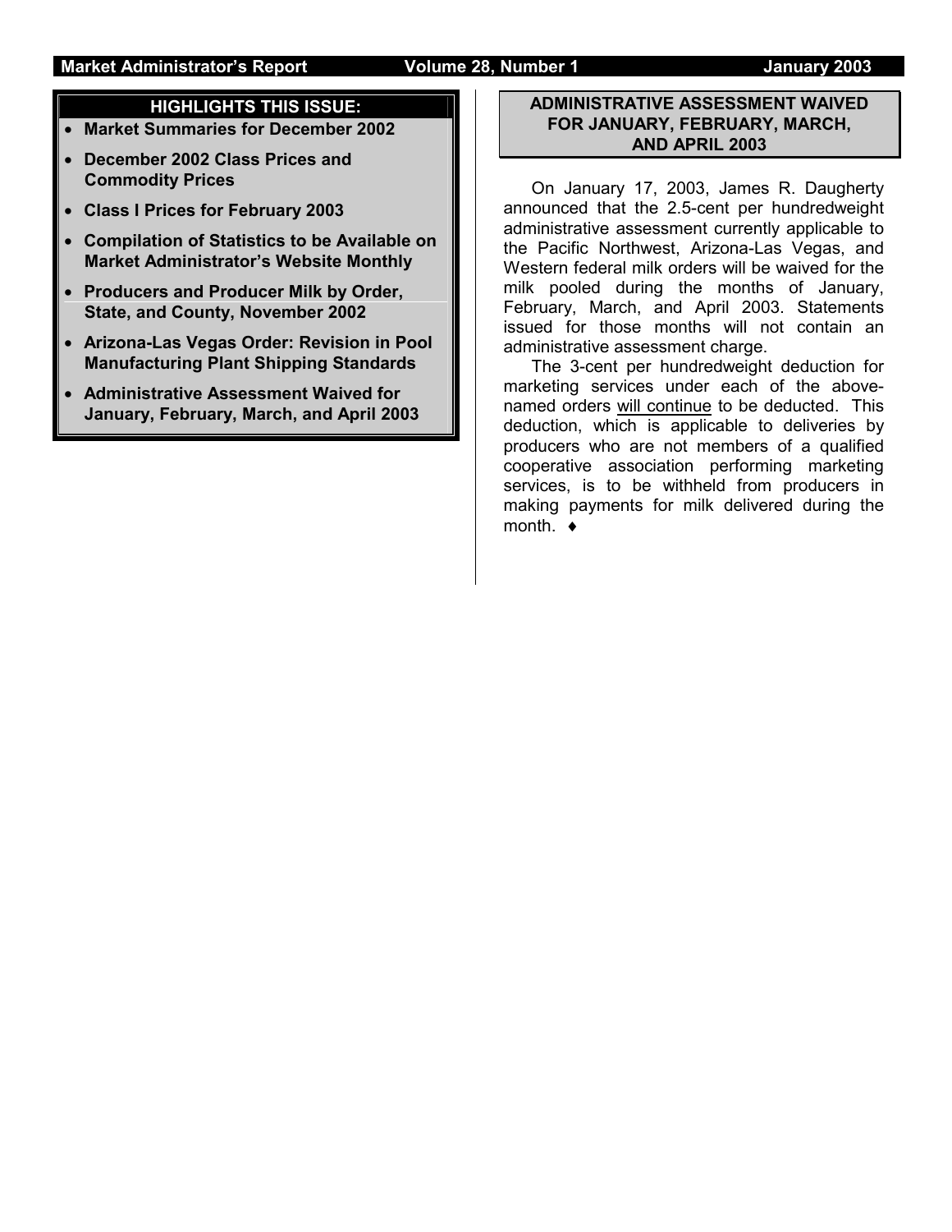## HIGHLIGHTS THIS ISSUE:

- **Market Summaries for December 2002**
- **December 2002 Class Prices and Commodity Prices**
- **Class I Prices for February 2003**
- **Compilation of Statistics to be Available on Market Administrator's Website Monthly**
- **Producers and Producer Milk by Order, State, and County, November 2002**
- **Arizona-Las Vegas Order: Revision in Pool Manufacturing Plant Shipping Standards**
- **Administrative Assessment Waived for January, February, March, and April 2003**

## ADMINISTRATIVE ASSESSMENT WAIVED FOR JANUARY, FEBRUARY, MARCH, AND APRIL 2003

On January 17, 2003, James R. Daugherty announced that the 2.5-cent per hundredweight administrative assessment currently applicable to the Pacific Northwest, Arizona-Las Vegas, and Western federal milk orders will be waived for the milk pooled during the months of January, February, March, and April 2003. Statements issued for those months will not contain an administrative assessment charge.

The 3-cent per hundredweight deduction for marketing services under each of the above-named orders will continue to be deducted. This deduction, which is applicable to deliveries by producers who are not members of a qualified cooperative association performing marketing services, is to be withheld from producers in making payments for milk delivered during the month. ♦